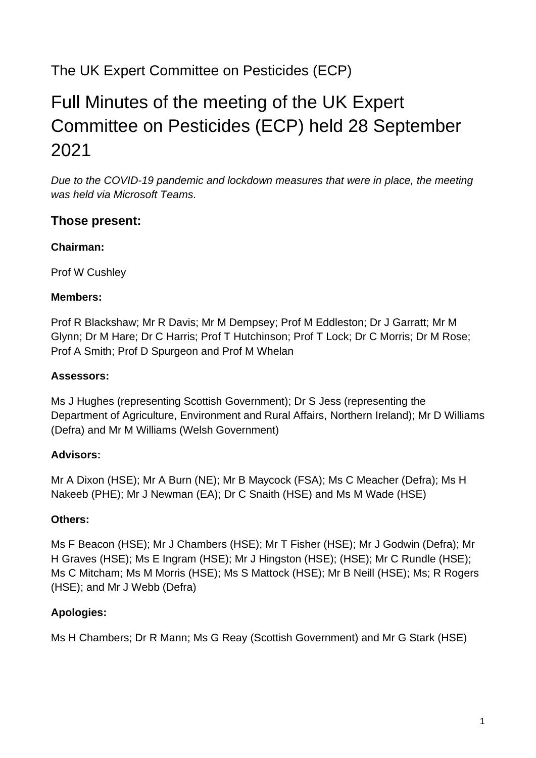The UK Expert Committee on Pesticides (ECP)

# Full Minutes of the meeting of the UK Expert Committee on Pesticides (ECP) held 28 September 2021

*Due to the COVID-19 pandemic and lockdown measures that were in place, the meeting was held via Microsoft Teams.*

## Those present:

**Chairman:**

Prof W Cushley

**Members:**

Prof R Blackshaw; Mr R Davis; Mr M Dempsey; Prof M Eddleston; Dr J Garratt; Mr M Glynn; Dr M Hare; Dr C Harris; Prof T Hutchinson; Prof T Lock; Dr C Morris; Dr M Rose; Prof A Smith; Prof D Spurgeon and Prof M Whelan

**Assessors:**

Ms J Hughes (representing Scottish Government); Dr S Jess (representing the Department of Agriculture, Environment and Rural Affairs, Northern Ireland); Mr D Williams (Defra) and Mr M Williams (Welsh Government)

**Advisors:**

Mr A Dixon (HSE); Mr A Burn (NE); Mr B Maycock (FSA); Ms C Meacher (Defra); Ms H Nakeeb (PHE); Mr J Newman (EA); Dr C Snaith (HSE) and Ms M Wade (HSE)

**Others:**

Ms F Beacon (HSE); Mr J Chambers (HSE); Mr T Fisher (HSE); Mr J Godwin (Defra); Mr H Graves (HSE); Ms E Ingram (HSE); Mr J Hingston (HSE); (HSE); Mr C Rundle (HSE); Ms C Mitcham; Ms M Morris (HSE); Ms S Mattock (HSE); Mr B Neill (HSE); Ms; R Rogers (HSE); and Mr J Webb (Defra)

**Apologies:**

Ms H Chambers; Dr R Mann; Ms G Reay (Scottish Government) and Mr G Stark (HSE)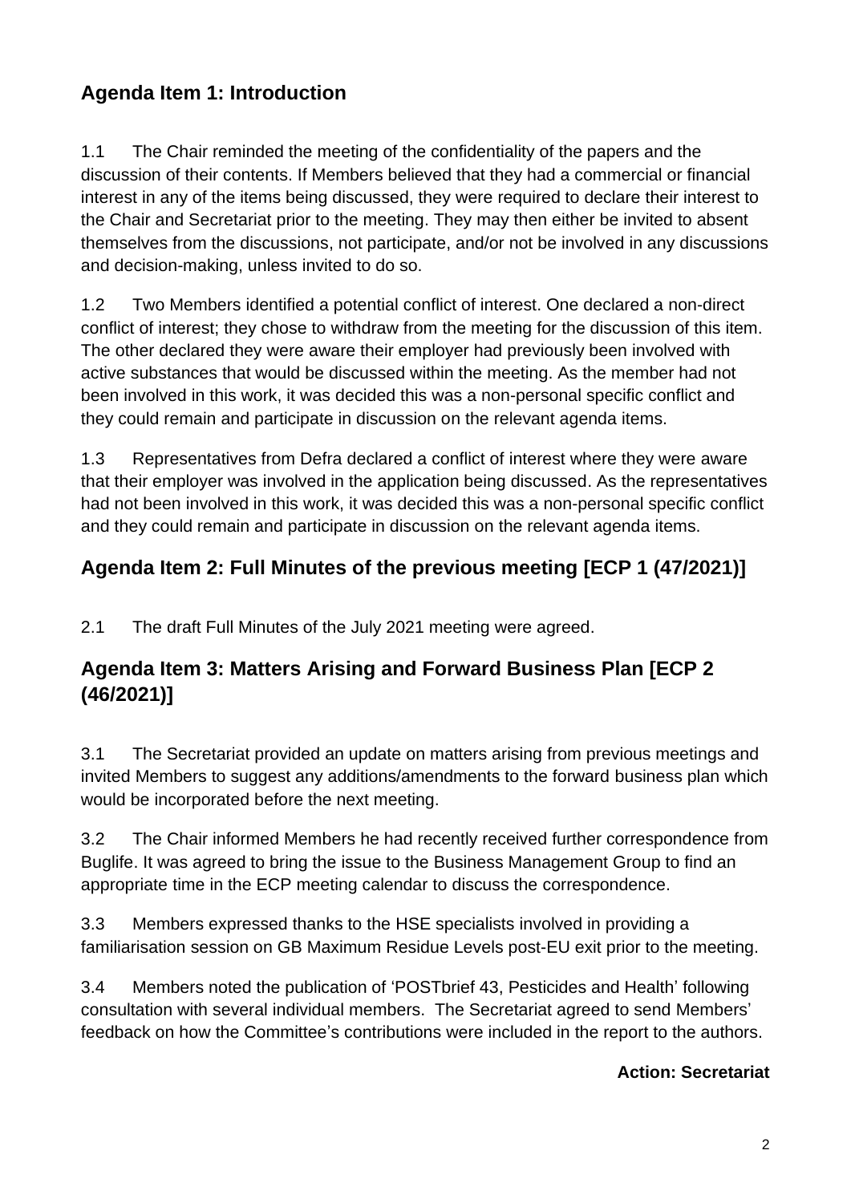## Agenda Item 1: Introduction

1.1 The Chair reminded the meeting of the confidentiality of the papers and the discussion of their contents. If Members believed that they had a commercial or financial interest in any of the items being discussed, they were required to declare their interest to the Chair and Secretariat prior to the meeting. They may then either be invited to absent themselves from the discussions, not participate, and/or not be involved in any discussions and decision-making, unless invited to do so.

1.2 Two Members identified a potential conflict of interest. One declared a non-direct conflict of interest; they chose to withdraw from the meeting for the discussion of this item. The other declared they were aware their employer had previously been involved with active substances that would be discussed within the meeting. As the member had not been involved in this work, it was decided this was a non-personal specific conflict and they could remain and participate in discussion on the relevant agenda items.

1.3 Representatives from Defra declared a conflict of interest where they were aware that their employer was involved in the application being discussed. As the representatives had not been involved in this work, it was decided this was a non-personal specific conflict and they could remain and participate in discussion on the relevant agenda items.

## Agenda Item 2: Full Minutes of the previous meeting [ECP 1 (47/2021)]

2.1 The draft Full Minutes of the July 2021 meeting were agreed.

## Agenda Item 3: Matters Arising and Forward Business Plan [ECP 2 (46/2021)]

3.1 The Secretariat provided an update on matters arising from previous meetings and invited Members to suggest any additions/amendments to the forward business plan which would be incorporated before the next meeting.

3.2 The Chair informed Members he had recently received further correspondence from Buglife. It was agreed to bring the issue to the Business Management Group to find an appropriate time in the ECP meeting calendar to discuss the correspondence.

3.3 Members expressed thanks to the HSE specialists involved in providing a familiarisation session on GB Maximum Residue Levels post-EU exit prior to the meeting.

3.4 Members noted the publication of 'POSTbrief 43, Pesticides and Health' following consultation with several individual members. The Secretariat agreed to send Members' feedback on how the Committee's contributions were included in the report to the authors.

**Action: Secretariat**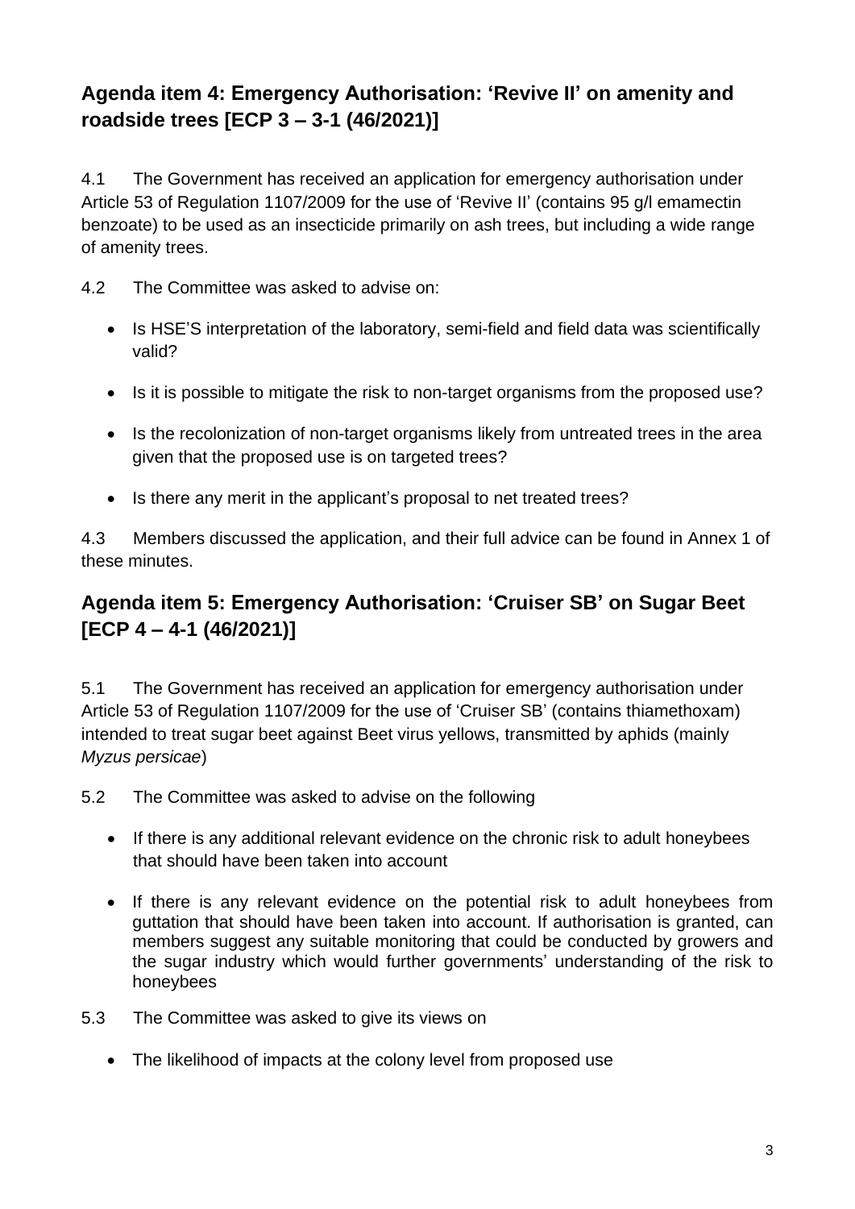## Agenda item 4: Emergency Authorisation: 'Revive II' on amenity and roadside trees [ECP 3 – 3-1 (46/2021)]

4.1 The Government has received an application for emergency authorisation under Article 53 of Regulation 1107/2009 for the use of 'Revive II' (contains 95 g/l emamectin benzoate) to be used as an insecticide primarily on ash trees, but including a wide range of amenity trees.

4.2 The Committee was asked to advise on:

- Is HSE'S interpretation of the laboratory, semi-field and field data was scientifically valid?
- Is it is possible to mitigate the risk to non-target organisms from the proposed use?
- Is the recolonization of non-target organisms likely from untreated trees in the area given that the proposed use is on targeted trees?
- Is there any merit in the applicant's proposal to net treated trees?

4.3 Members discussed the application, and their full advice can be found in Annex 1 of these minutes.

## Agenda item 5: Emergency Authorisation: 'Cruiser SB' on Sugar Beet [ECP 4 – 4-1 (46/2021)]

5.1 The Government has received an application for emergency authorisation under Article 53 of Regulation 1107/2009 for the use of 'Cruiser SB' (contains thiamethoxam) intended to treat sugar beet against Beet virus yellows, transmitted by aphids (mainly *Myzus persicae*)

5.2 The Committee was asked to advise on the following

- If there is any additional relevant evidence on the chronic risk to adult honeybees that should have been taken into account
- If there is any relevant evidence on the potential risk to adult honeybees from guttation that should have been taken into account. If authorisation is granted, can members suggest any suitable monitoring that could be conducted by growers and the sugar industry which would further governments' understanding of the risk to honeybees

5.3 The Committee was asked to give its views on

- The likelihood of impacts at the colony level from proposed use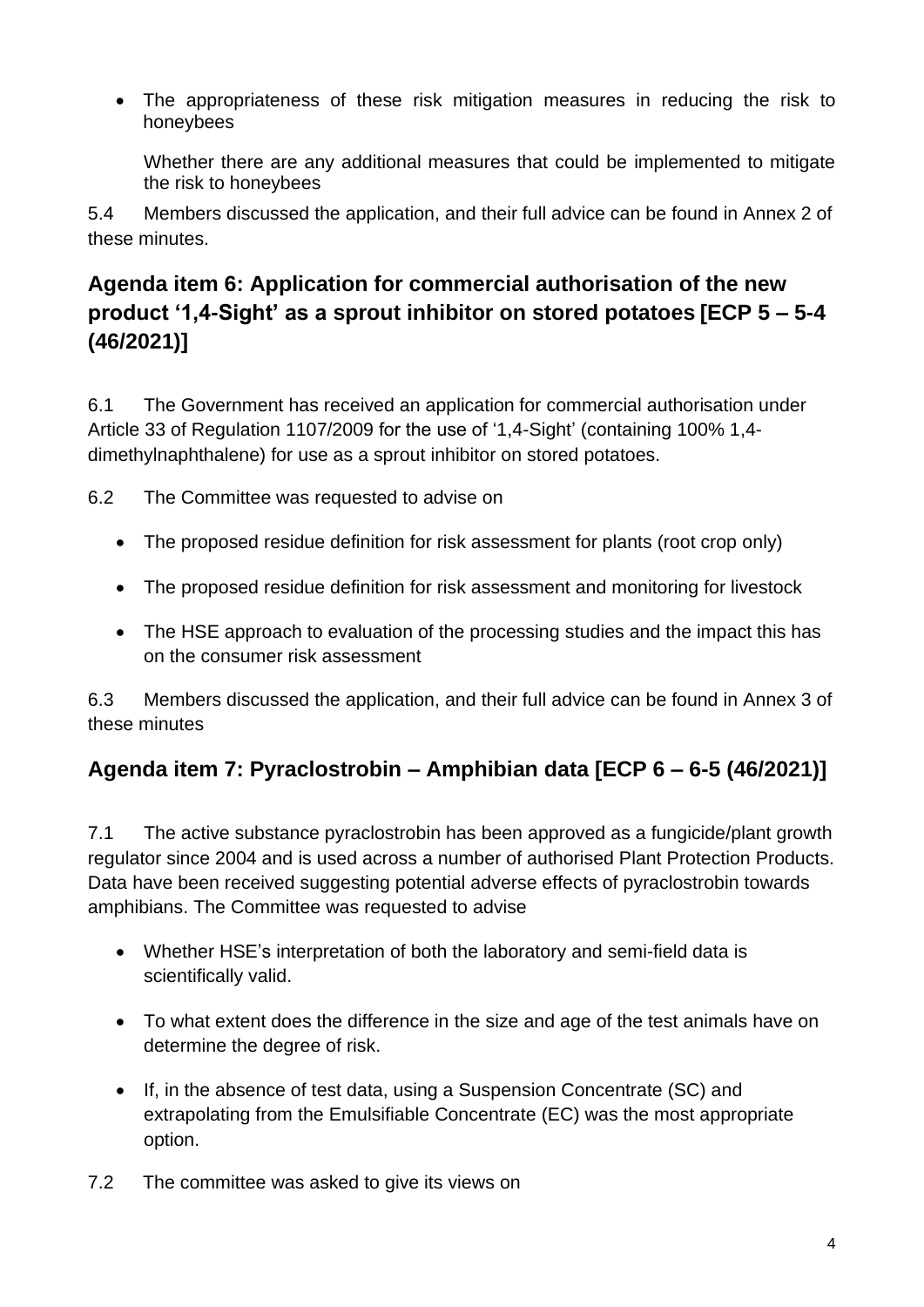- The appropriateness of these risk mitigation measures in reducing the risk to honeybees

  Whether there are any additional measures that could be implemented to mitigate the risk to honeybees

5.4 Members discussed the application, and their full advice can be found in Annex 2 of these minutes.

## Agenda item 6: Application for commercial authorisation of the new product '1,4-Sight' as a sprout inhibitor on stored potatoes [ECP 5 – 5-4 (46/2021)]

6.1 The Government has received an application for commercial authorisation under Article 33 of Regulation 1107/2009 for the use of '1,4-Sight' (containing 100% 1,4-dimethylnaphthalene) for use as a sprout inhibitor on stored potatoes.

6.2 The Committee was requested to advise on

- The proposed residue definition for risk assessment for plants (root crop only)
- The proposed residue definition for risk assessment and monitoring for livestock
- The HSE approach to evaluation of the processing studies and the impact this has on the consumer risk assessment

6.3 Members discussed the application, and their full advice can be found in Annex 3 of these minutes

## Agenda item 7: Pyraclostrobin – Amphibian data [ECP 6 – 6-5 (46/2021)]

7.1 The active substance pyraclostrobin has been approved as a fungicide/plant growth regulator since 2004 and is used across a number of authorised Plant Protection Products. Data have been received suggesting potential adverse effects of pyraclostrobin towards amphibians. The Committee was requested to advise

- Whether HSE's interpretation of both the laboratory and semi-field data is scientifically valid.
- To what extent does the difference in the size and age of the test animals have on determine the degree of risk.
- If, in the absence of test data, using a Suspension Concentrate (SC) and extrapolating from the Emulsifiable Concentrate (EC) was the most appropriate option.

7.2 The committee was asked to give its views on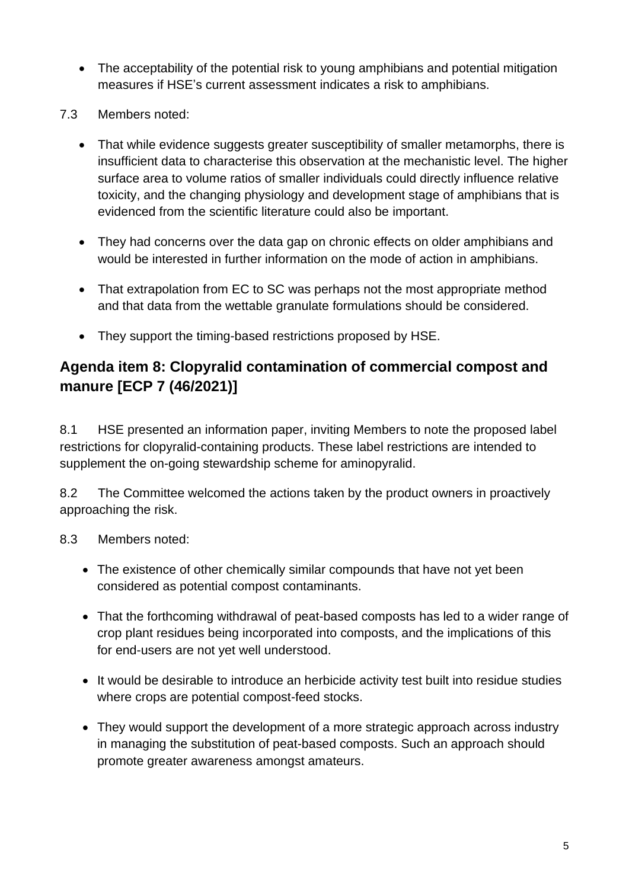- The acceptability of the potential risk to young amphibians and potential mitigation measures if HSE's current assessment indicates a risk to amphibians.

7.3 Members noted:

- That while evidence suggests greater susceptibility of smaller metamorphs, there is insufficient data to characterise this observation at the mechanistic level. The higher surface area to volume ratios of smaller individuals could directly influence relative toxicity, and the changing physiology and development stage of amphibians that is evidenced from the scientific literature could also be important.
- They had concerns over the data gap on chronic effects on older amphibians and would be interested in further information on the mode of action in amphibians.
- That extrapolation from EC to SC was perhaps not the most appropriate method and that data from the wettable granulate formulations should be considered.
- They support the timing-based restrictions proposed by HSE.

## Agenda item 8: Clopyralid contamination of commercial compost and manure [ECP 7 (46/2021)]

8.1 HSE presented an information paper, inviting Members to note the proposed label restrictions for clopyralid-containing products. These label restrictions are intended to supplement the on-going stewardship scheme for aminopyralid.

8.2 The Committee welcomed the actions taken by the product owners in proactively approaching the risk.

8.3 Members noted:

- The existence of other chemically similar compounds that have not yet been considered as potential compost contaminants.
- That the forthcoming withdrawal of peat-based composts has led to a wider range of crop plant residues being incorporated into composts, and the implications of this for end-users are not yet well understood.
- It would be desirable to introduce an herbicide activity test built into residue studies where crops are potential compost-feed stocks.
- They would support the development of a more strategic approach across industry in managing the substitution of peat-based composts. Such an approach should promote greater awareness amongst amateurs.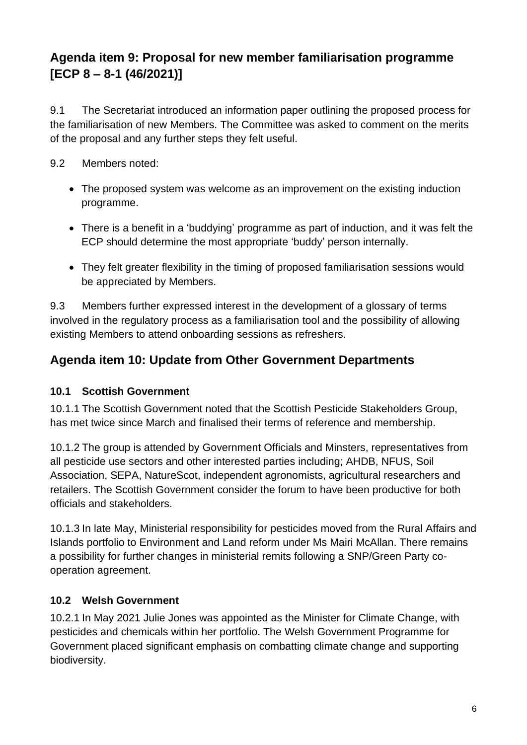## Agenda item 9: Proposal for new member familiarisation programme [ECP 8 – 8-1 (46/2021)]

9.1 The Secretariat introduced an information paper outlining the proposed process for the familiarisation of new Members. The Committee was asked to comment on the merits of the proposal and any further steps they felt useful.

9.2 Members noted:

- The proposed system was welcome as an improvement on the existing induction programme.
- There is a benefit in a 'buddying' programme as part of induction, and it was felt the ECP should determine the most appropriate 'buddy' person internally.
- They felt greater flexibility in the timing of proposed familiarisation sessions would be appreciated by Members.

9.3 Members further expressed interest in the development of a glossary of terms involved in the regulatory process as a familiarisation tool and the possibility of allowing existing Members to attend onboarding sessions as refreshers.

## Agenda item 10: Update from Other Government Departments

### 10.1 Scottish Government

10.1.1 The Scottish Government noted that the Scottish Pesticide Stakeholders Group, has met twice since March and finalised their terms of reference and membership.

10.1.2 The group is attended by Government Officials and Minsters, representatives from all pesticide use sectors and other interested parties including; AHDB, NFUS, Soil Association, SEPA, NatureScot, independent agronomists, agricultural researchers and retailers. The Scottish Government consider the forum to have been productive for both officials and stakeholders.

10.1.3 In late May, Ministerial responsibility for pesticides moved from the Rural Affairs and Islands portfolio to Environment and Land reform under Ms Mairi McAllan. There remains a possibility for further changes in ministerial remits following a SNP/Green Party co-operation agreement.

### 10.2 Welsh Government

10.2.1 In May 2021 Julie Jones was appointed as the Minister for Climate Change, with pesticides and chemicals within her portfolio. The Welsh Government Programme for Government placed significant emphasis on combatting climate change and supporting biodiversity.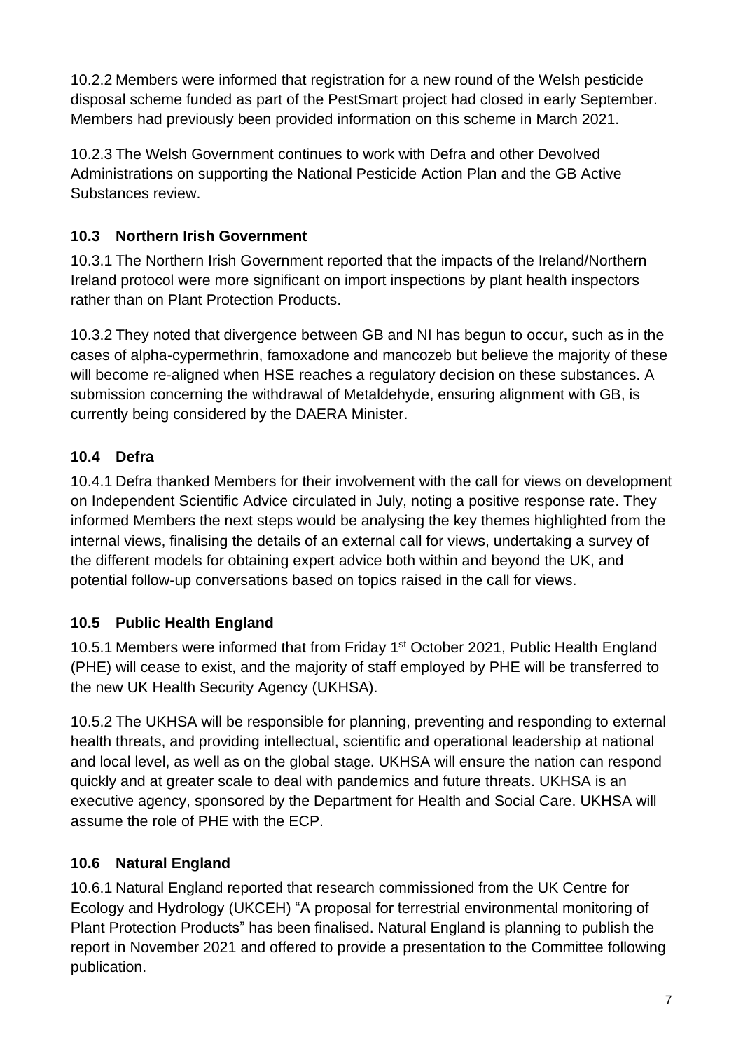10.2.2 Members were informed that registration for a new round of the Welsh pesticide disposal scheme funded as part of the PestSmart project had closed in early September. Members had previously been provided information on this scheme in March 2021.

10.2.3 The Welsh Government continues to work with Defra and other Devolved Administrations on supporting the National Pesticide Action Plan and the GB Active Substances review.

### 10.3 Northern Irish Government

10.3.1 The Northern Irish Government reported that the impacts of the Ireland/Northern Ireland protocol were more significant on import inspections by plant health inspectors rather than on Plant Protection Products.

10.3.2 They noted that divergence between GB and NI has begun to occur, such as in the cases of alpha-cypermethrin, famoxadone and mancozeb but believe the majority of these will become re-aligned when HSE reaches a regulatory decision on these substances. A submission concerning the withdrawal of Metaldehyde, ensuring alignment with GB, is currently being considered by the DAERA Minister.

### 10.4 Defra

10.4.1 Defra thanked Members for their involvement with the call for views on development on Independent Scientific Advice circulated in July, noting a positive response rate. They informed Members the next steps would be analysing the key themes highlighted from the internal views, finalising the details of an external call for views, undertaking a survey of the different models for obtaining expert advice both within and beyond the UK, and potential follow-up conversations based on topics raised in the call for views.

### 10.5 Public Health England

10.5.1 Members were informed that from Friday 1st October 2021, Public Health England (PHE) will cease to exist, and the majority of staff employed by PHE will be transferred to the new UK Health Security Agency (UKHSA).

10.5.2 The UKHSA will be responsible for planning, preventing and responding to external health threats, and providing intellectual, scientific and operational leadership at national and local level, as well as on the global stage. UKHSA will ensure the nation can respond quickly and at greater scale to deal with pandemics and future threats. UKHSA is an executive agency, sponsored by the Department for Health and Social Care. UKHSA will assume the role of PHE with the ECP.

### 10.6 Natural England

10.6.1 Natural England reported that research commissioned from the UK Centre for Ecology and Hydrology (UKCEH) "A proposal for terrestrial environmental monitoring of Plant Protection Products" has been finalised. Natural England is planning to publish the report in November 2021 and offered to provide a presentation to the Committee following publication.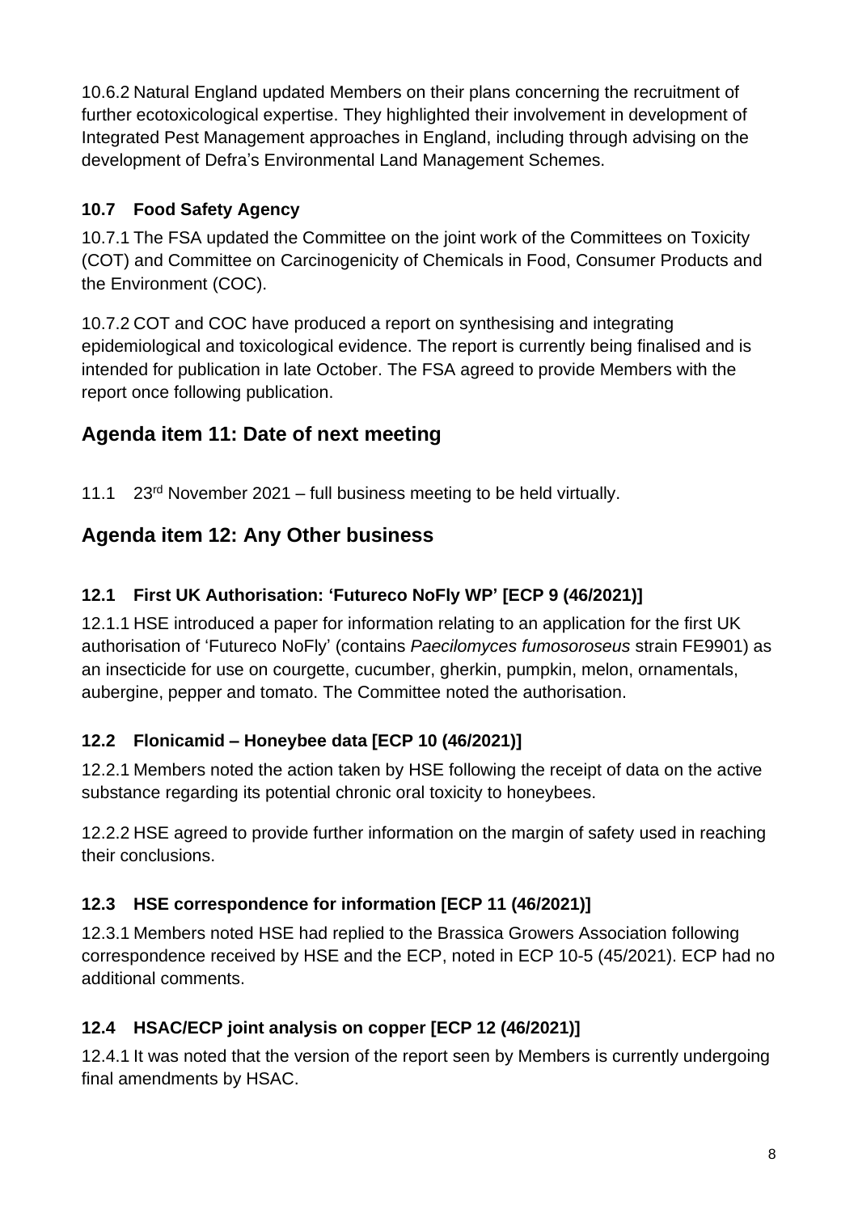10.6.2 Natural England updated Members on their plans concerning the recruitment of further ecotoxicological expertise. They highlighted their involvement in development of Integrated Pest Management approaches in England, including through advising on the development of Defra's Environmental Land Management Schemes.

### 10.7 Food Safety Agency

10.7.1 The FSA updated the Committee on the joint work of the Committees on Toxicity (COT) and Committee on Carcinogenicity of Chemicals in Food, Consumer Products and the Environment (COC).

10.7.2 COT and COC have produced a report on synthesising and integrating epidemiological and toxicological evidence. The report is currently being finalised and is intended for publication in late October. The FSA agreed to provide Members with the report once following publication.

## Agenda item 11: Date of next meeting

11.1 23rd November 2021 – full business meeting to be held virtually.

## Agenda item 12: Any Other business

### 12.1 First UK Authorisation: 'Futureco NoFly WP' [ECP 9 (46/2021)]

12.1.1 HSE introduced a paper for information relating to an application for the first UK authorisation of 'Futureco NoFly' (contains *Paecilomyces fumosoroseus* strain FE9901) as an insecticide for use on courgette, cucumber, gherkin, pumpkin, melon, ornamentals, aubergine, pepper and tomato. The Committee noted the authorisation.

### 12.2 Flonicamid – Honeybee data [ECP 10 (46/2021)]

12.2.1 Members noted the action taken by HSE following the receipt of data on the active substance regarding its potential chronic oral toxicity to honeybees.

12.2.2 HSE agreed to provide further information on the margin of safety used in reaching their conclusions.

### 12.3 HSE correspondence for information [ECP 11 (46/2021)]

12.3.1 Members noted HSE had replied to the Brassica Growers Association following correspondence received by HSE and the ECP, noted in ECP 10-5 (45/2021). ECP had no additional comments.

### 12.4 HSAC/ECP joint analysis on copper [ECP 12 (46/2021)]

12.4.1 It was noted that the version of the report seen by Members is currently undergoing final amendments by HSAC.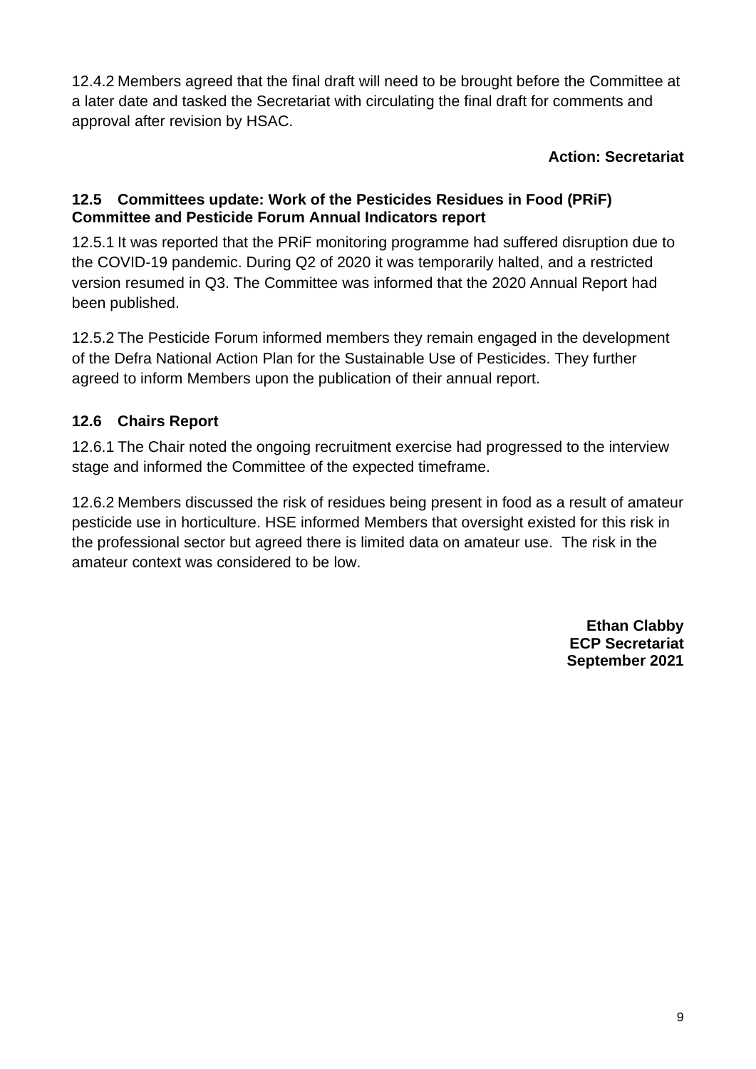12.4.2 Members agreed that the final draft will need to be brought before the Committee at a later date and tasked the Secretariat with circulating the final draft for comments and approval after revision by HSAC.

**Action: Secretariat**

### 12.5 Committees update: Work of the Pesticides Residues in Food (PRiF) Committee and Pesticide Forum Annual Indicators report

12.5.1 It was reported that the PRiF monitoring programme had suffered disruption due to the COVID-19 pandemic. During Q2 of 2020 it was temporarily halted, and a restricted version resumed in Q3. The Committee was informed that the 2020 Annual Report had been published.

12.5.2 The Pesticide Forum informed members they remain engaged in the development of the Defra National Action Plan for the Sustainable Use of Pesticides. They further agreed to inform Members upon the publication of their annual report.

### 12.6 Chairs Report

12.6.1 The Chair noted the ongoing recruitment exercise had progressed to the interview stage and informed the Committee of the expected timeframe.

12.6.2 Members discussed the risk of residues being present in food as a result of amateur pesticide use in horticulture. HSE informed Members that oversight existed for this risk in the professional sector but agreed there is limited data on amateur use. The risk in the amateur context was considered to be low.

**Ethan Clabby**
**ECP Secretariat**
**September 2021**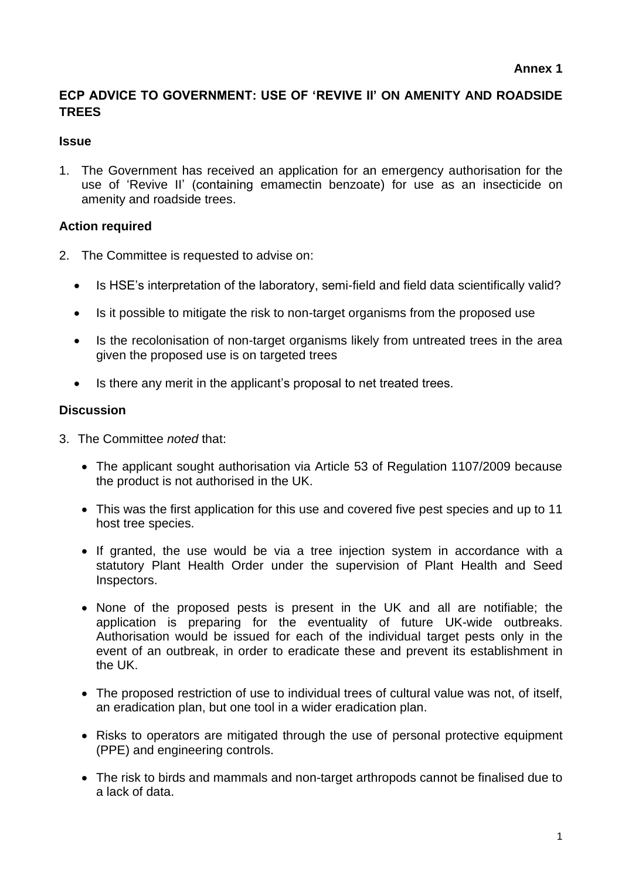**Annex 1**

## ECP ADVICE TO GOVERNMENT: USE OF 'REVIVE II' ON AMENITY AND ROADSIDE TREES

### Issue

1. The Government has received an application for an emergency authorisation for the use of 'Revive II' (containing emamectin benzoate) for use as an insecticide on amenity and roadside trees.

### Action required

2. The Committee is requested to advise on:

   - Is HSE's interpretation of the laboratory, semi-field and field data scientifically valid?
   - Is it possible to mitigate the risk to non-target organisms from the proposed use
   - Is the recolonisation of non-target organisms likely from untreated trees in the area given the proposed use is on targeted trees
   - Is there any merit in the applicant's proposal to net treated trees.

### Discussion

3. The Committee *noted* that:

   - The applicant sought authorisation via Article 53 of Regulation 1107/2009 because the product is not authorised in the UK.
   - This was the first application for this use and covered five pest species and up to 11 host tree species.
   - If granted, the use would be via a tree injection system in accordance with a statutory Plant Health Order under the supervision of Plant Health and Seed Inspectors.
   - None of the proposed pests is present in the UK and all are notifiable; the application is preparing for the eventuality of future UK-wide outbreaks. Authorisation would be issued for each of the individual target pests only in the event of an outbreak, in order to eradicate these and prevent its establishment in the UK.
   - The proposed restriction of use to individual trees of cultural value was not, of itself, an eradication plan, but one tool in a wider eradication plan.
   - Risks to operators are mitigated through the use of personal protective equipment (PPE) and engineering controls.
   - The risk to birds and mammals and non-target arthropods cannot be finalised due to a lack of data.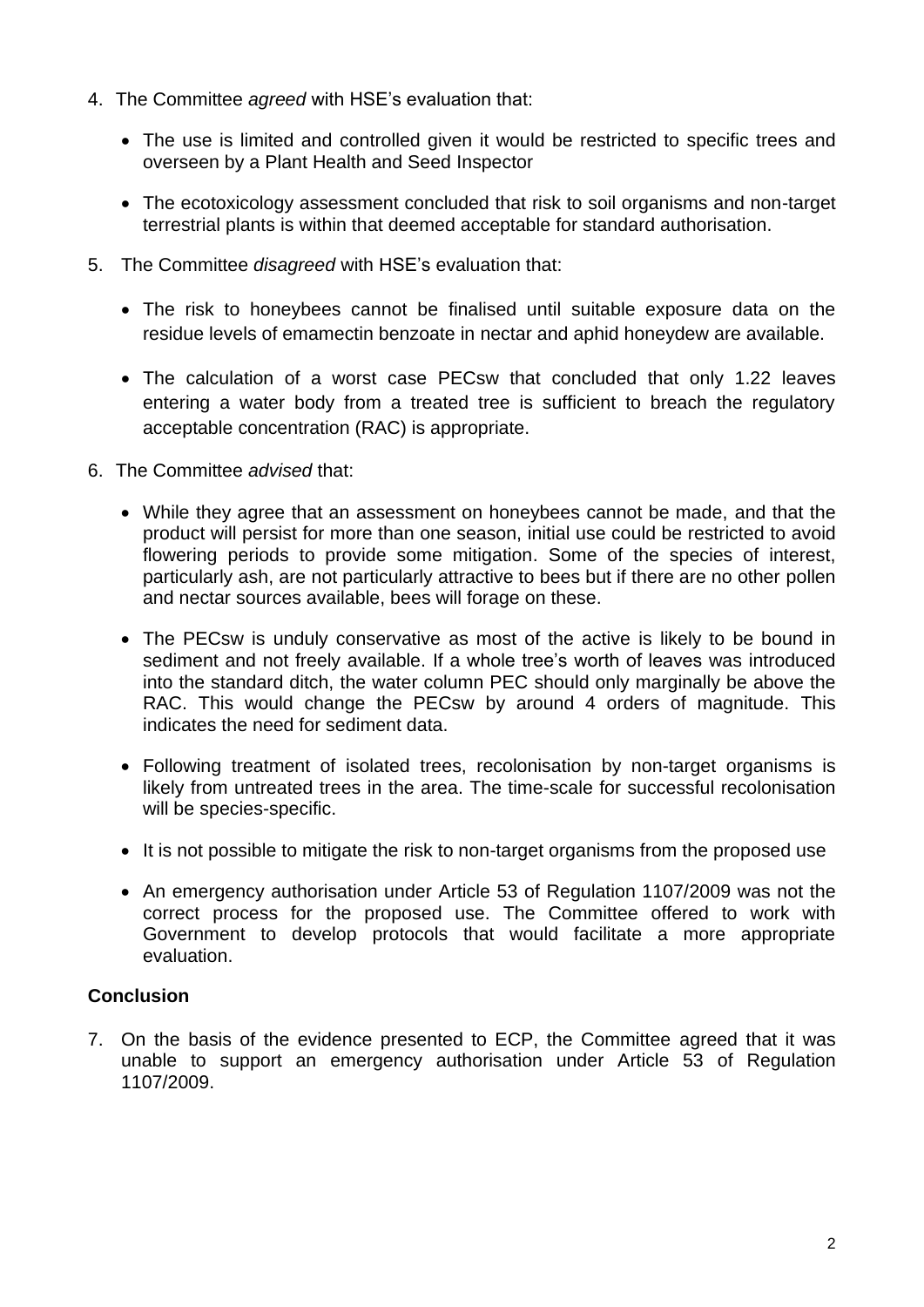4. The Committee *agreed* with HSE's evaluation that:

   - The use is limited and controlled given it would be restricted to specific trees and overseen by a Plant Health and Seed Inspector
   - The ecotoxicology assessment concluded that risk to soil organisms and non-target terrestrial plants is within that deemed acceptable for standard authorisation.

5. The Committee *disagreed* with HSE's evaluation that:

   - The risk to honeybees cannot be finalised until suitable exposure data on the residue levels of emamectin benzoate in nectar and aphid honeydew are available.
   - The calculation of a worst case PECsw that concluded that only 1.22 leaves entering a water body from a treated tree is sufficient to breach the regulatory acceptable concentration (RAC) is appropriate.

6. The Committee *advised* that:

   - While they agree that an assessment on honeybees cannot be made, and that the product will persist for more than one season, initial use could be restricted to avoid flowering periods to provide some mitigation. Some of the species of interest, particularly ash, are not particularly attractive to bees but if there are no other pollen and nectar sources available, bees will forage on these.
   - The PECsw is unduly conservative as most of the active is likely to be bound in sediment and not freely available. If a whole tree's worth of leaves was introduced into the standard ditch, the water column PEC should only marginally be above the RAC. This would change the PECsw by around 4 orders of magnitude. This indicates the need for sediment data.
   - Following treatment of isolated trees, recolonisation by non-target organisms is likely from untreated trees in the area. The time-scale for successful recolonisation will be species-specific.
   - It is not possible to mitigate the risk to non-target organisms from the proposed use
   - An emergency authorisation under Article 53 of Regulation 1107/2009 was not the correct process for the proposed use. The Committee offered to work with Government to develop protocols that would facilitate a more appropriate evaluation.

## Conclusion

7. On the basis of the evidence presented to ECP, the Committee agreed that it was unable to support an emergency authorisation under Article 53 of Regulation 1107/2009.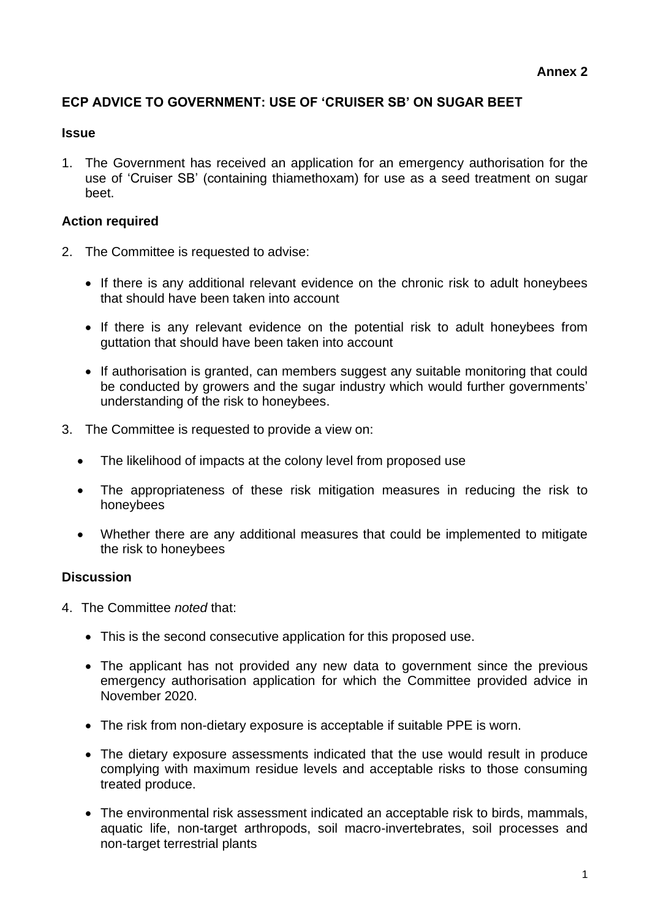**Annex 2**

## ECP ADVICE TO GOVERNMENT: USE OF 'CRUISER SB' ON SUGAR BEET

### Issue

1. The Government has received an application for an emergency authorisation for the use of 'Cruiser SB' (containing thiamethoxam) for use as a seed treatment on sugar beet.

### Action required

2. The Committee is requested to advise:

   - If there is any additional relevant evidence on the chronic risk to adult honeybees that should have been taken into account
   - If there is any relevant evidence on the potential risk to adult honeybees from guttation that should have been taken into account
   - If authorisation is granted, can members suggest any suitable monitoring that could be conducted by growers and the sugar industry which would further governments' understanding of the risk to honeybees.

3. The Committee is requested to provide a view on:

   - The likelihood of impacts at the colony level from proposed use
   - The appropriateness of these risk mitigation measures in reducing the risk to honeybees
   - Whether there are any additional measures that could be implemented to mitigate the risk to honeybees

### Discussion

4. The Committee *noted* that:

   - This is the second consecutive application for this proposed use.
   - The applicant has not provided any new data to government since the previous emergency authorisation application for which the Committee provided advice in November 2020.
   - The risk from non-dietary exposure is acceptable if suitable PPE is worn.
   - The dietary exposure assessments indicated that the use would result in produce complying with maximum residue levels and acceptable risks to those consuming treated produce.
   - The environmental risk assessment indicated an acceptable risk to birds, mammals, aquatic life, non-target arthropods, soil macro-invertebrates, soil processes and non-target terrestrial plants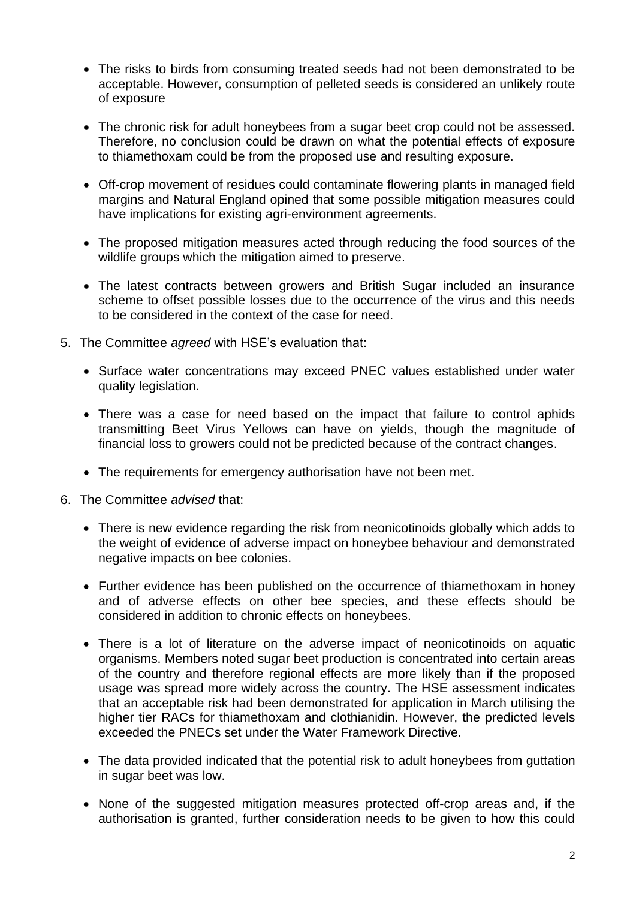- The risks to birds from consuming treated seeds had not been demonstrated to be acceptable. However, consumption of pelleted seeds is considered an unlikely route of exposure

- The chronic risk for adult honeybees from a sugar beet crop could not be assessed. Therefore, no conclusion could be drawn on what the potential effects of exposure to thiamethoxam could be from the proposed use and resulting exposure.

- Off-crop movement of residues could contaminate flowering plants in managed field margins and Natural England opined that some possible mitigation measures could have implications for existing agri-environment agreements.

- The proposed mitigation measures acted through reducing the food sources of the wildlife groups which the mitigation aimed to preserve.

- The latest contracts between growers and British Sugar included an insurance scheme to offset possible losses due to the occurrence of the virus and this needs to be considered in the context of the case for need.

5. The Committee *agreed* with HSE's evaluation that:

   - Surface water concentrations may exceed PNEC values established under water quality legislation.

   - There was a case for need based on the impact that failure to control aphids transmitting Beet Virus Yellows can have on yields, though the magnitude of financial loss to growers could not be predicted because of the contract changes.

   - The requirements for emergency authorisation have not been met.

6. The Committee *advised* that:

   - There is new evidence regarding the risk from neonicotinoids globally which adds to the weight of evidence of adverse impact on honeybee behaviour and demonstrated negative impacts on bee colonies.

   - Further evidence has been published on the occurrence of thiamethoxam in honey and of adverse effects on other bee species, and these effects should be considered in addition to chronic effects on honeybees.

   - There is a lot of literature on the adverse impact of neonicotinoids on aquatic organisms. Members noted sugar beet production is concentrated into certain areas of the country and therefore regional effects are more likely than if the proposed usage was spread more widely across the country. The HSE assessment indicates that an acceptable risk had been demonstrated for application in March utilising the higher tier RACs for thiamethoxam and clothianidin. However, the predicted levels exceeded the PNECs set under the Water Framework Directive.

   - The data provided indicated that the potential risk to adult honeybees from guttation in sugar beet was low.

   - None of the suggested mitigation measures protected off-crop areas and, if the authorisation is granted, further consideration needs to be given to how this could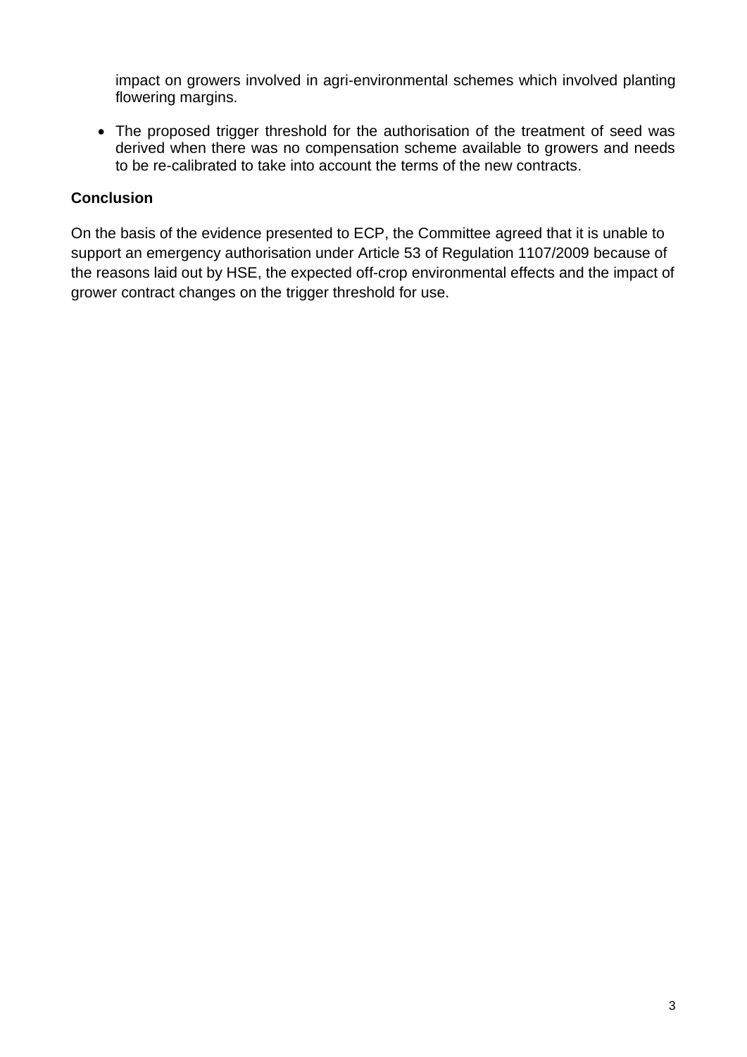impact on growers involved in agri-environmental schemes which involved planting flowering margins.

- The proposed trigger threshold for the authorisation of the treatment of seed was derived when there was no compensation scheme available to growers and needs to be re-calibrated to take into account the terms of the new contracts.

**Conclusion**

On the basis of the evidence presented to ECP, the Committee agreed that it is unable to support an emergency authorisation under Article 53 of Regulation 1107/2009 because of the reasons laid out by HSE, the expected off-crop environmental effects and the impact of grower contract changes on the trigger threshold for use.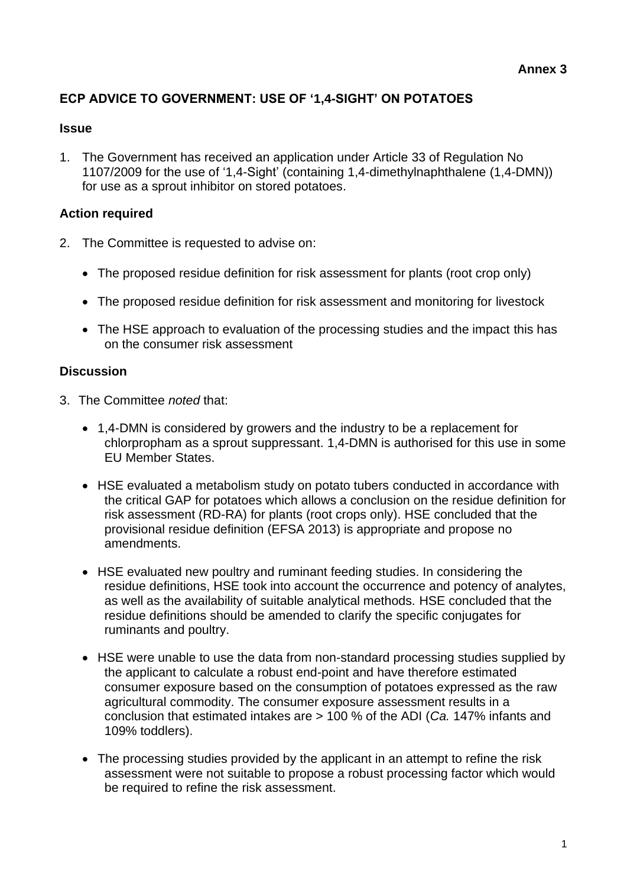**Annex 3**

## ECP ADVICE TO GOVERNMENT: USE OF '1,4-SIGHT' ON POTATOES

### Issue

1. The Government has received an application under Article 33 of Regulation No 1107/2009 for the use of '1,4-Sight' (containing 1,4-dimethylnaphthalene (1,4-DMN)) for use as a sprout inhibitor on stored potatoes.

### Action required

2. The Committee is requested to advise on:

   - The proposed residue definition for risk assessment for plants (root crop only)
   - The proposed residue definition for risk assessment and monitoring for livestock
   - The HSE approach to evaluation of the processing studies and the impact this has on the consumer risk assessment

### Discussion

3. The Committee *noted* that:

   - 1,4-DMN is considered by growers and the industry to be a replacement for chlorpropham as a sprout suppressant. 1,4-DMN is authorised for this use in some EU Member States.
   - HSE evaluated a metabolism study on potato tubers conducted in accordance with the critical GAP for potatoes which allows a conclusion on the residue definition for risk assessment (RD-RA) for plants (root crops only). HSE concluded that the provisional residue definition (EFSA 2013) is appropriate and propose no amendments.
   - HSE evaluated new poultry and ruminant feeding studies. In considering the residue definitions, HSE took into account the occurrence and potency of analytes, as well as the availability of suitable analytical methods. HSE concluded that the residue definitions should be amended to clarify the specific conjugates for ruminants and poultry.
   - HSE were unable to use the data from non-standard processing studies supplied by the applicant to calculate a robust end-point and have therefore estimated consumer exposure based on the consumption of potatoes expressed as the raw agricultural commodity. The consumer exposure assessment results in a conclusion that estimated intakes are > 100 % of the ADI (*Ca.* 147% infants and 109% toddlers).
   - The processing studies provided by the applicant in an attempt to refine the risk assessment were not suitable to propose a robust processing factor which would be required to refine the risk assessment.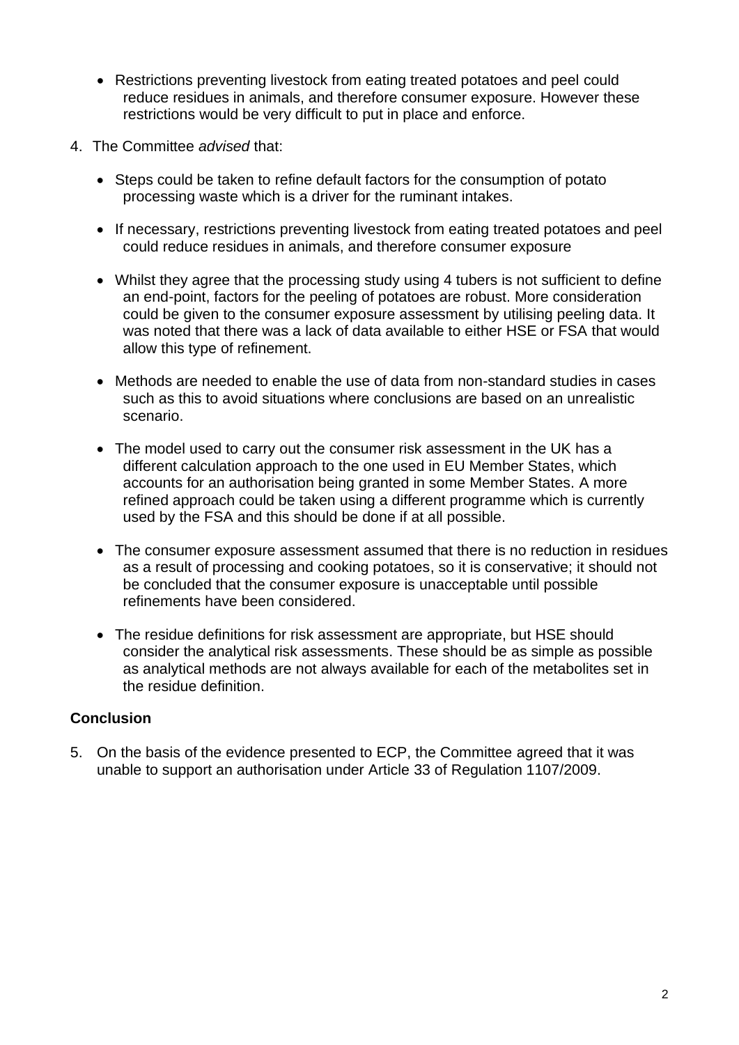- Restrictions preventing livestock from eating treated potatoes and peel could reduce residues in animals, and therefore consumer exposure. However these restrictions would be very difficult to put in place and enforce.

4. The Committee *advised* that:

   - Steps could be taken to refine default factors for the consumption of potato processing waste which is a driver for the ruminant intakes.

   - If necessary, restrictions preventing livestock from eating treated potatoes and peel could reduce residues in animals, and therefore consumer exposure

   - Whilst they agree that the processing study using 4 tubers is not sufficient to define an end-point, factors for the peeling of potatoes are robust. More consideration could be given to the consumer exposure assessment by utilising peeling data. It was noted that there was a lack of data available to either HSE or FSA that would allow this type of refinement.

   - Methods are needed to enable the use of data from non-standard studies in cases such as this to avoid situations where conclusions are based on an unrealistic scenario.

   - The model used to carry out the consumer risk assessment in the UK has a different calculation approach to the one used in EU Member States, which accounts for an authorisation being granted in some Member States. A more refined approach could be taken using a different programme which is currently used by the FSA and this should be done if at all possible.

   - The consumer exposure assessment assumed that there is no reduction in residues as a result of processing and cooking potatoes, so it is conservative; it should not be concluded that the consumer exposure is unacceptable until possible refinements have been considered.

   - The residue definitions for risk assessment are appropriate, but HSE should consider the analytical risk assessments. These should be as simple as possible as analytical methods are not always available for each of the metabolites set in the residue definition.

## Conclusion

5. On the basis of the evidence presented to ECP, the Committee agreed that it was unable to support an authorisation under Article 33 of Regulation 1107/2009.